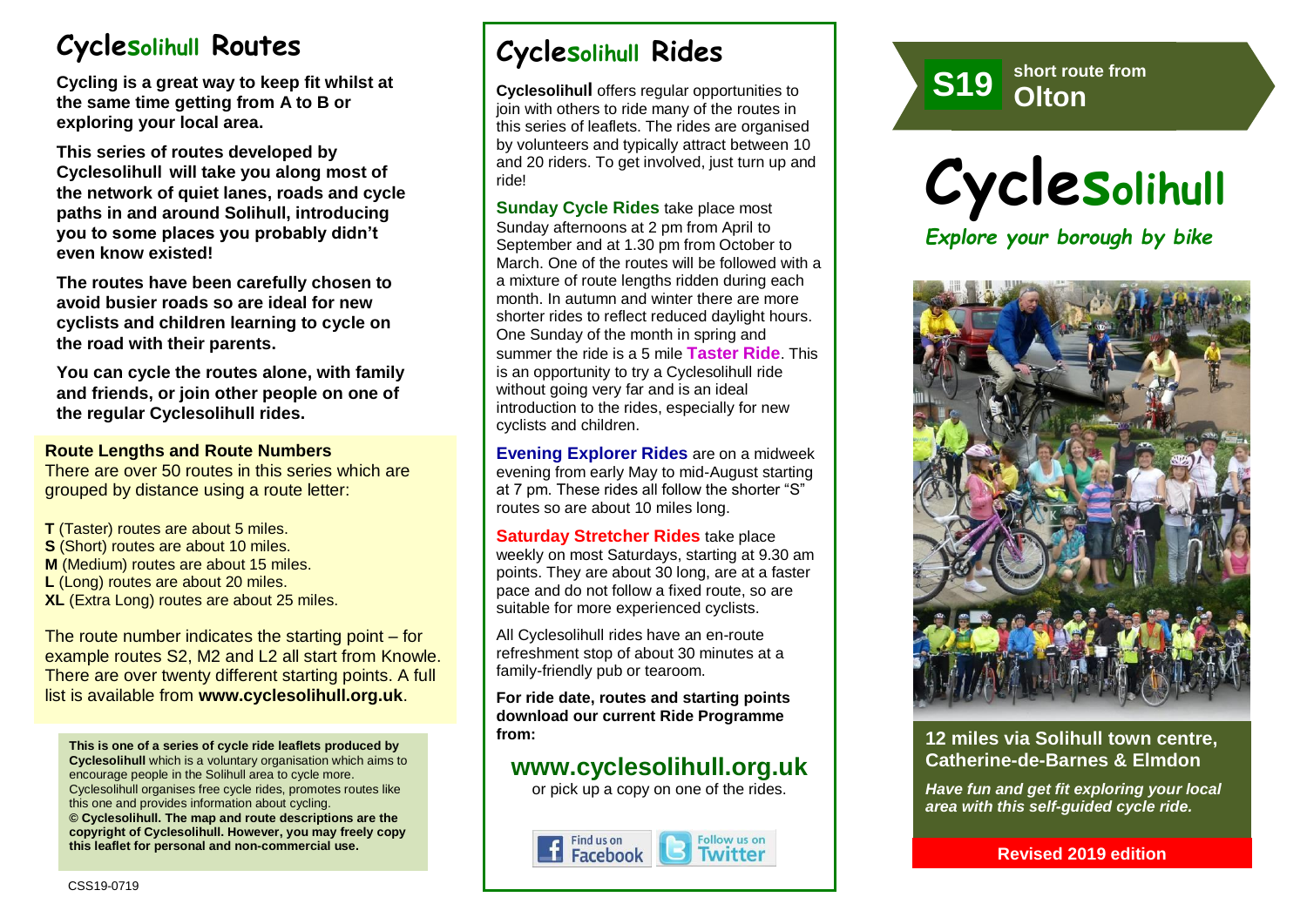# Cyclesolihull Routes

**Cycling is a great way to keep fit whilst at the same time getting from A to B or exploring your local area.**

**This series of routes developed by Cyclesolihull will take you along most of the network of quiet lanes, roads and cycle paths in and around Solihull, introducing you to some places you probably didn't even know existed!**

**The routes have been carefully chosen to avoid busier roads so are ideal for new cyclists and children learning to cycle on the road with their parents.**

**You can cycle the routes alone, with family and friends, or join other people on one of the regular Cyclesolihull rides.**

### Route Lengths and Route Numbers

There are over 50 routes in this series which are grouped by distance using a route letter:

**T** (Taster) routes are about 5 miles.
**S** (Short) routes are about 10 miles.
**M** (Medium) routes are about 15 miles.
**L** (Long) routes are about 20 miles.
**XL** (Extra Long) routes are about 25 miles.

The route number indicates the starting point – for example routes S2, M2 and L2 all start from Knowle. There are over twenty different starting points. A full list is available from **www.cyclesolihull.org.uk**.

**This is one of a series of cycle ride leaflets produced by Cyclesolihull** which is a voluntary organisation which aims to encourage people in the Solihull area to cycle more. Cyclesolihull organises free cycle rides, promotes routes like this one and provides information about cycling.
**© Cyclesolihull. The map and route descriptions are the copyright of Cyclesolihull. However, you may freely copy this leaflet for personal and non-commercial use.**

CSS19-0719

# Cyclesolihull Rides

**Cyclesolihull** offers regular opportunities to join with others to ride many of the routes in this series of leaflets. The rides are organised by volunteers and typically attract between 10 and 20 riders. To get involved, just turn up and ride!

**Sunday Cycle Rides** take place most Sunday afternoons at 2 pm from April to September and at 1.30 pm from October to March. One of the routes will be followed with a a mixture of route lengths ridden during each month. In autumn and winter there are more shorter rides to reflect reduced daylight hours. One Sunday of the month in spring and summer the ride is a 5 mile **Taster Ride**. This is an opportunity to try a Cyclesolihull ride without going very far and is an ideal introduction to the rides, especially for new cyclists and children.

**Evening Explorer Rides** are on a midweek evening from early May to mid-August starting at 7 pm. These rides all follow the shorter "S" routes so are about 10 miles long.

**Saturday Stretcher Rides** take place weekly on most Saturdays, starting at 9.30 am points. They are about 30 long, are at a faster pace and do not follow a fixed route, so are suitable for more experienced cyclists.

All Cyclesolihull rides have an en-route refreshment stop of about 30 minutes at a family-friendly pub or tearoom.

**For ride date, routes and starting points download our current Ride Programme from:**

## www.cyclesolihull.org.uk

or pick up a copy on one of the rides.

Find us on Facebook | Follow us on Twitter

**S19** short route from **Olton**

# Cyclesolihull

*Explore your borough by bike*

### 12 miles via Solihull town centre, Catherine-de-Barnes & Elmdon

*Have fun and get fit exploring your local area with this self-guided cycle ride.*

**Revised 2019 edition**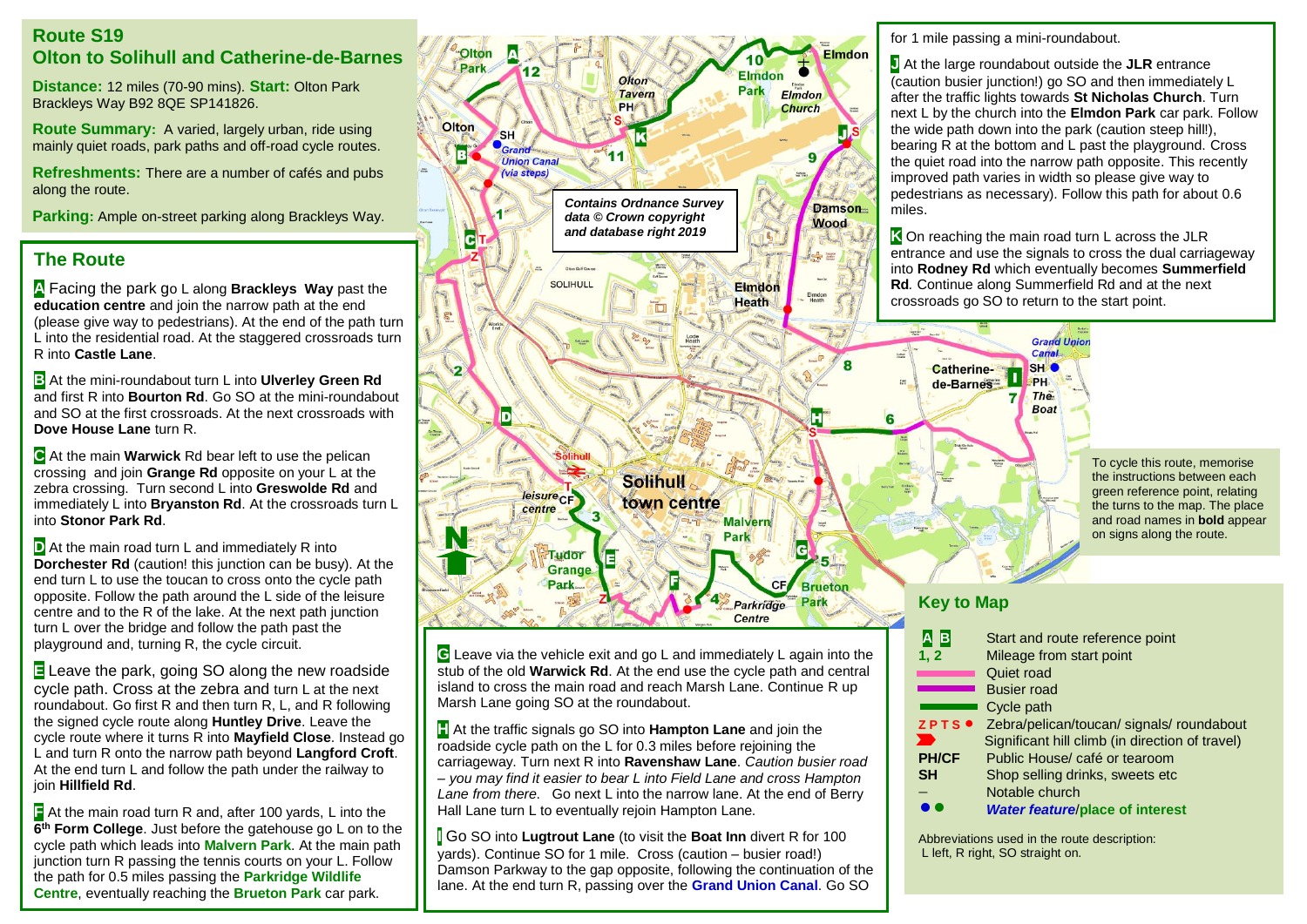## Route S19
## Olton to Solihull and Catherine-de-Barnes

**Distance:** 12 miles (70-90 mins). **Start:** Olton Park Brackleys Way B92 8QE SP141826.

**Route Summary:** A varied, largely urban, ride using mainly quiet roads, park paths and off-road cycle routes.

**Refreshments:** There are a number of cafés and pubs along the route.

**Parking:** Ample on-street parking along Brackleys Way.

## The Route

**A** Facing the park go L along **Brackleys Way** past the **education centre** and join the narrow path at the end (please give way to pedestrians). At the end of the path turn L into the residential road. At the staggered crossroads turn R into **Castle Lane**.

**B** At the mini-roundabout turn L into **Ulverley Green Rd** and first R into **Bourton Rd**. Go SO at the mini-roundabout and SO at the first crossroads. At the next crossroads with **Dove House Lane** turn R.

**C** At the main **Warwick** Rd bear left to use the pelican crossing and join **Grange Rd** opposite on your L at the zebra crossing. Turn second L into **Greswolde Rd** and immediately L into **Bryanston Rd**. At the crossroads turn L into **Stonor Park Rd**.

**D** At the main road turn L and immediately R into **Dorchester Rd** (caution! this junction can be busy). At the end turn L to use the toucan to cross onto the cycle path opposite. Follow the path around the L side of the leisure centre and to the R of the lake. At the next path junction turn L over the bridge and follow the path past the playground and, turning R, the cycle circuit.

**E** Leave the park, going SO along the new roadside cycle path. Cross at the zebra and turn L at the next roundabout. Go first R and then turn R, L, and R following the signed cycle route along **Huntley Drive**. Leave the cycle route where it turns R into **Mayfield Close**. Instead go L and turn R onto the narrow path beyond **Langford Croft**. At the end turn L and follow the path under the railway to join **Hillfield Rd**.

**F** At the main road turn R and, after 100 yards, L into the **6th Form College**. Just before the gatehouse go L on to the cycle path which leads into **Malvern Park**. At the main path junction turn R passing the tennis courts on your L. Follow the path for 0.5 miles passing the **Parkridge Wildlife Centre**, eventually reaching the **Brueton Park** car park.

*Contains Ordnance Survey data © Crown copyright and database right 2019*

**G** Leave via the vehicle exit and go L and immediately L again into the stub of the old **Warwick Rd**. At the end use the cycle path and central island to cross the main road and reach Marsh Lane. Continue R up Marsh Lane going SO at the roundabout.

**H** At the traffic signals go SO into **Hampton Lane** and join the roadside cycle path on the L for 0.3 miles before rejoining the carriageway. Turn next R into **Ravenshaw Lane**. *Caution busier road – you may find it easier to bear L into Field Lane and cross Hampton Lane from there.* Go next L into the narrow lane. At the end of Berry Hall Lane turn L to eventually rejoin Hampton Lane.

**I** Go SO into **Lugtrout Lane** (to visit the **Boat Inn** divert R for 100 yards). Continue SO for 1 mile. Cross (caution – busier road!) Damson Parkway to the gap opposite, following the continuation of the lane. At the end turn R, passing over the **Grand Union Canal**. Go SO for 1 mile passing a mini-roundabout.

**J** At the large roundabout outside the **JLR** entrance (caution busier junction!) go SO and then immediately L after the traffic lights towards **St Nicholas Church**. Turn next L by the church into the **Elmdon Park** car park. Follow the wide path down into the park (caution steep hill!), bearing R at the bottom and L past the playground. Cross the quiet road into the narrow path opposite. This recently improved path varies in width so please give way to pedestrians as necessary). Follow this path for about 0.6 miles.

**K** On reaching the main road turn L across the JLR entrance and use the signals to cross the dual carriageway into **Rodney Rd** which eventually becomes **Summerfield Rd**. Continue along Summerfield Rd and at the next crossroads go SO to return to the start point.

To cycle this route, memorise the instructions between each green reference point, relating the turns to the map. The place and road names in **bold** appear on signs along the route.

## Key to Map

| | |
|---|---|
| A B | Start and route reference point |
| 1, 2 | Mileage from start point |
| (pink line) | Quiet road |
| (purple line) | Busier road |
| (green line) | Cycle path |
| Z P T S ● | Zebra/pelican/toucan/ signals/ roundabout |
| (arrow) | Significant hill climb (in direction of travel) |
| PH/CF | Public House/ café or tearoom |
| SH | Shop selling drinks, sweets etc |
| – | Notable church |
| ● ● | *Water feature*/place of interest |

Abbreviations used in the route description: L left, R right, SO straight on.